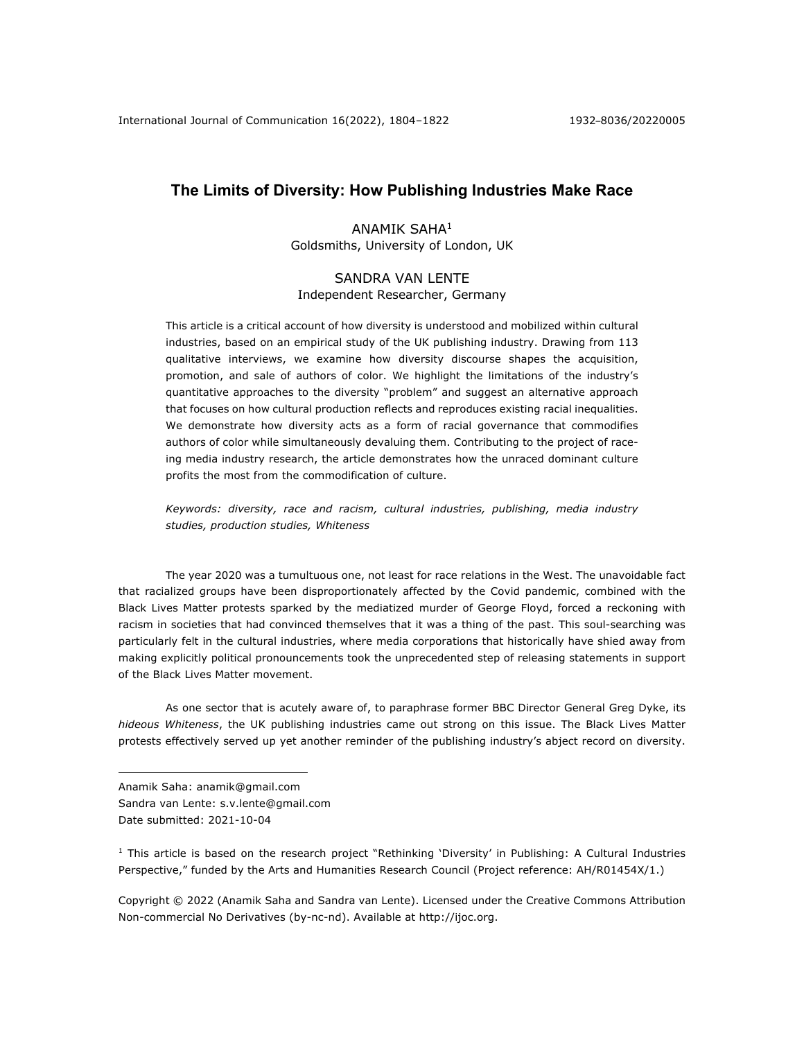# The Limits of Diversity: How Publishing Industries Make Race

ANAMIK SAHA[1]
Goldsmiths, University of London, UK

SANDRA VAN LENTE
Independent Researcher, Germany

This article is a critical account of how diversity is understood and mobilized within cultural industries, based on an empirical study of the UK publishing industry. Drawing from 113 qualitative interviews, we examine how diversity discourse shapes the acquisition, promotion, and sale of authors of color. We highlight the limitations of the industry's quantitative approaches to the diversity "problem" and suggest an alternative approach that focuses on how cultural production reflects and reproduces existing racial inequalities. We demonstrate how diversity acts as a form of racial governance that commodifies authors of color while simultaneously devaluing them. Contributing to the project of race-ing media industry research, the article demonstrates how the unraced dominant culture profits the most from the commodification of culture.

*Keywords: diversity, race and racism, cultural industries, publishing, media industry studies, production studies, Whiteness*

The year 2020 was a tumultuous one, not least for race relations in the West. The unavoidable fact that racialized groups have been disproportionately affected by the Covid pandemic, combined with the Black Lives Matter protests sparked by the mediatized murder of George Floyd, forced a reckoning with racism in societies that had convinced themselves that it was a thing of the past. This soul-searching was particularly felt in the cultural industries, where media corporations that historically have shied away from making explicitly political pronouncements took the unprecedented step of releasing statements in support of the Black Lives Matter movement.

As one sector that is acutely aware of, to paraphrase former BBC Director General Greg Dyke, its *hideous Whiteness*, the UK publishing industries came out strong on this issue. The Black Lives Matter protests effectively served up yet another reminder of the publishing industry's abject record on diversity.

---

Anamik Saha: anamik@gmail.com
Sandra van Lente: s.v.lente@gmail.com
Date submitted: 2021-10-04

[1] This article is based on the research project "Rethinking 'Diversity' in Publishing: A Cultural Industries Perspective," funded by the Arts and Humanities Research Council (Project reference: AH/R01454X/1.)

Copyright © 2022 (Anamik Saha and Sandra van Lente). Licensed under the Creative Commons Attribution Non-commercial No Derivatives (by-nc-nd). Available at http://ijoc.org.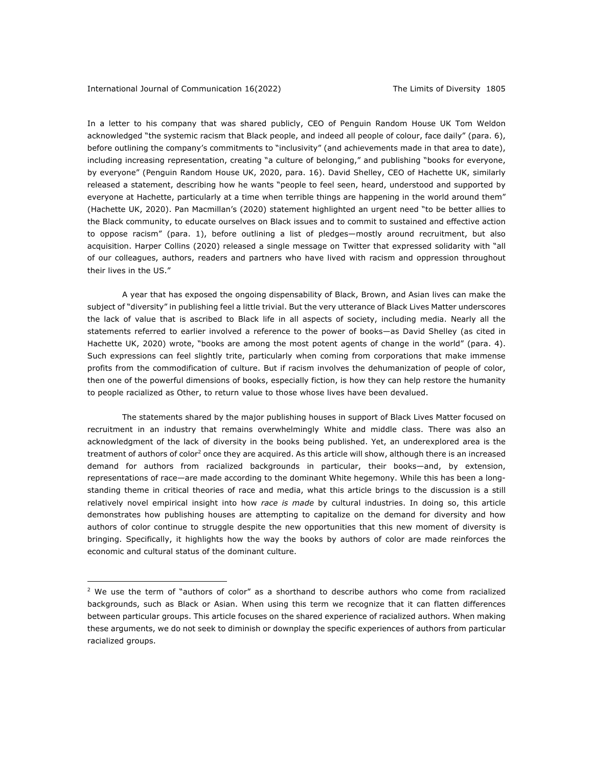In a letter to his company that was shared publicly, CEO of Penguin Random House UK Tom Weldon acknowledged "the systemic racism that Black people, and indeed all people of colour, face daily" (para. 6), before outlining the company's commitments to "inclusivity" (and achievements made in that area to date), including increasing representation, creating "a culture of belonging," and publishing "books for everyone, by everyone" (Penguin Random House UK, 2020, para. 16). David Shelley, CEO of Hachette UK, similarly released a statement, describing how he wants "people to feel seen, heard, understood and supported by everyone at Hachette, particularly at a time when terrible things are happening in the world around them" (Hachette UK, 2020). Pan Macmillan's (2020) statement highlighted an urgent need "to be better allies to the Black community, to educate ourselves on Black issues and to commit to sustained and effective action to oppose racism" (para. 1), before outlining a list of pledges—mostly around recruitment, but also acquisition. Harper Collins (2020) released a single message on Twitter that expressed solidarity with "all of our colleagues, authors, readers and partners who have lived with racism and oppression throughout their lives in the US."

A year that has exposed the ongoing dispensability of Black, Brown, and Asian lives can make the subject of "diversity" in publishing feel a little trivial. But the very utterance of Black Lives Matter underscores the lack of value that is ascribed to Black life in all aspects of society, including media. Nearly all the statements referred to earlier involved a reference to the power of books—as David Shelley (as cited in Hachette UK, 2020) wrote, "books are among the most potent agents of change in the world" (para. 4). Such expressions can feel slightly trite, particularly when coming from corporations that make immense profits from the commodification of culture. But if racism involves the dehumanization of people of color, then one of the powerful dimensions of books, especially fiction, is how they can help restore the humanity to people racialized as Other, to return value to those whose lives have been devalued.

The statements shared by the major publishing houses in support of Black Lives Matter focused on recruitment in an industry that remains overwhelmingly White and middle class. There was also an acknowledgment of the lack of diversity in the books being published. Yet, an underexplored area is the treatment of authors of color[2] once they are acquired. As this article will show, although there is an increased demand for authors from racialized backgrounds in particular, their books—and, by extension, representations of race—are made according to the dominant White hegemony. While this has been a long-standing theme in critical theories of race and media, what this article brings to the discussion is a still relatively novel empirical insight into how *race is made* by cultural industries. In doing so, this article demonstrates how publishing houses are attempting to capitalize on the demand for diversity and how authors of color continue to struggle despite the new opportunities that this new moment of diversity is bringing. Specifically, it highlights how the way the books by authors of color are made reinforces the economic and cultural status of the dominant culture.

[2] We use the term of "authors of color" as a shorthand to describe authors who come from racialized backgrounds, such as Black or Asian. When using this term we recognize that it can flatten differences between particular groups. This article focuses on the shared experience of racialized authors. When making these arguments, we do not seek to diminish or downplay the specific experiences of authors from particular racialized groups.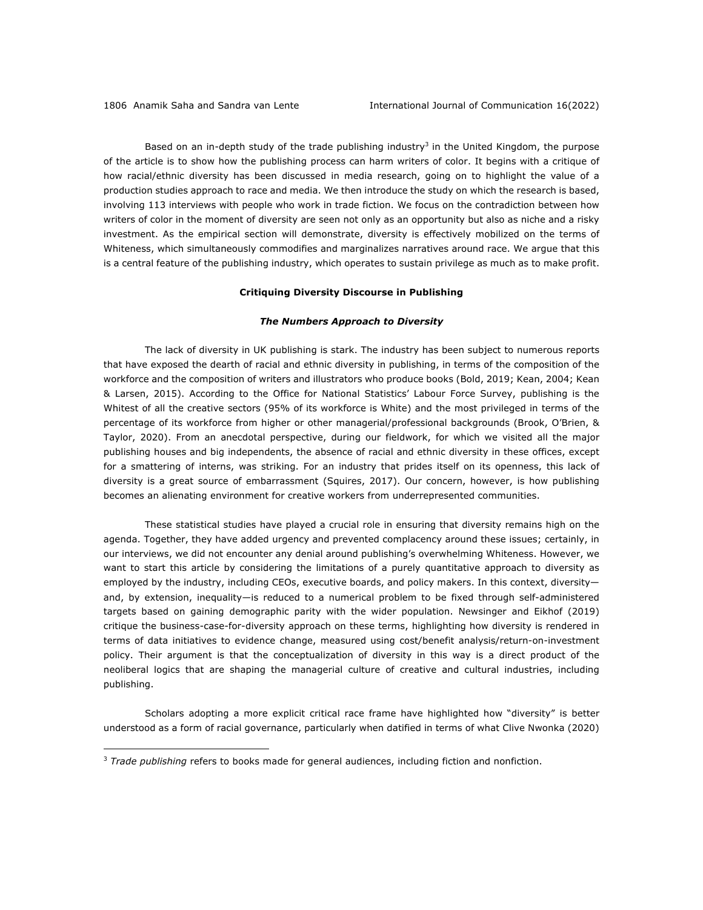Based on an in-depth study of the trade publishing industry[3] in the United Kingdom, the purpose of the article is to show how the publishing process can harm writers of color. It begins with a critique of how racial/ethnic diversity has been discussed in media research, going on to highlight the value of a production studies approach to race and media. We then introduce the study on which the research is based, involving 113 interviews with people who work in trade fiction. We focus on the contradiction between how writers of color in the moment of diversity are seen not only as an opportunity but also as niche and a risky investment. As the empirical section will demonstrate, diversity is effectively mobilized on the terms of Whiteness, which simultaneously commodifies and marginalizes narratives around race. We argue that this is a central feature of the publishing industry, which operates to sustain privilege as much as to make profit.

## Critiquing Diversity Discourse in Publishing

### *The Numbers Approach to Diversity*

The lack of diversity in UK publishing is stark. The industry has been subject to numerous reports that have exposed the dearth of racial and ethnic diversity in publishing, in terms of the composition of the workforce and the composition of writers and illustrators who produce books (Bold, 2019; Kean, 2004; Kean & Larsen, 2015). According to the Office for National Statistics' Labour Force Survey, publishing is the Whitest of all the creative sectors (95% of its workforce is White) and the most privileged in terms of the percentage of its workforce from higher or other managerial/professional backgrounds (Brook, O'Brien, & Taylor, 2020). From an anecdotal perspective, during our fieldwork, for which we visited all the major publishing houses and big independents, the absence of racial and ethnic diversity in these offices, except for a smattering of interns, was striking. For an industry that prides itself on its openness, this lack of diversity is a great source of embarrassment (Squires, 2017). Our concern, however, is how publishing becomes an alienating environment for creative workers from underrepresented communities.

These statistical studies have played a crucial role in ensuring that diversity remains high on the agenda. Together, they have added urgency and prevented complacency around these issues; certainly, in our interviews, we did not encounter any denial around publishing's overwhelming Whiteness. However, we want to start this article by considering the limitations of a purely quantitative approach to diversity as employed by the industry, including CEOs, executive boards, and policy makers. In this context, diversity—and, by extension, inequality—is reduced to a numerical problem to be fixed through self-administered targets based on gaining demographic parity with the wider population. Newsinger and Eikhof (2019) critique the business-case-for-diversity approach on these terms, highlighting how diversity is rendered in terms of data initiatives to evidence change, measured using cost/benefit analysis/return-on-investment policy. Their argument is that the conceptualization of diversity in this way is a direct product of the neoliberal logics that are shaping the managerial culture of creative and cultural industries, including publishing.

Scholars adopting a more explicit critical race frame have highlighted how "diversity" is better understood as a form of racial governance, particularly when datified in terms of what Clive Nwonka (2020)

---

[3] *Trade publishing* refers to books made for general audiences, including fiction and nonfiction.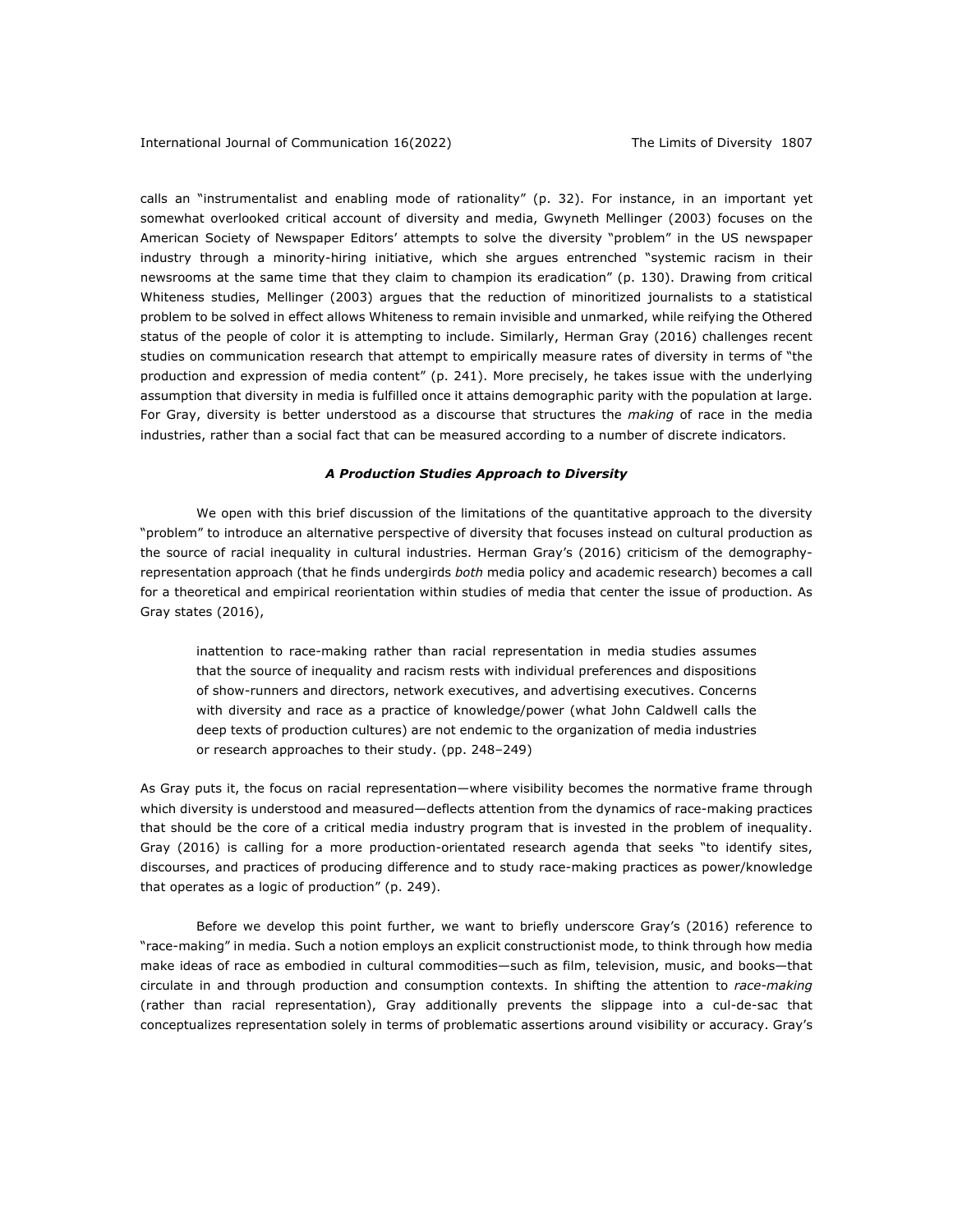calls an "instrumentalist and enabling mode of rationality" (p. 32). For instance, in an important yet somewhat overlooked critical account of diversity and media, Gwyneth Mellinger (2003) focuses on the American Society of Newspaper Editors' attempts to solve the diversity "problem" in the US newspaper industry through a minority-hiring initiative, which she argues entrenched "systemic racism in their newsrooms at the same time that they claim to champion its eradication" (p. 130). Drawing from critical Whiteness studies, Mellinger (2003) argues that the reduction of minoritized journalists to a statistical problem to be solved in effect allows Whiteness to remain invisible and unmarked, while reifying the Othered status of the people of color it is attempting to include. Similarly, Herman Gray (2016) challenges recent studies on communication research that attempt to empirically measure rates of diversity in terms of "the production and expression of media content" (p. 241). More precisely, he takes issue with the underlying assumption that diversity in media is fulfilled once it attains demographic parity with the population at large. For Gray, diversity is better understood as a discourse that structures the *making* of race in the media industries, rather than a social fact that can be measured according to a number of discrete indicators.

### *A Production Studies Approach to Diversity*

We open with this brief discussion of the limitations of the quantitative approach to the diversity "problem" to introduce an alternative perspective of diversity that focuses instead on cultural production as the source of racial inequality in cultural industries. Herman Gray's (2016) criticism of the demography-representation approach (that he finds undergirds *both* media policy and academic research) becomes a call for a theoretical and empirical reorientation within studies of media that center the issue of production. As Gray states (2016),

> inattention to race-making rather than racial representation in media studies assumes that the source of inequality and racism rests with individual preferences and dispositions of show-runners and directors, network executives, and advertising executives. Concerns with diversity and race as a practice of knowledge/power (what John Caldwell calls the deep texts of production cultures) are not endemic to the organization of media industries or research approaches to their study. (pp. 248–249)

As Gray puts it, the focus on racial representation—where visibility becomes the normative frame through which diversity is understood and measured—deflects attention from the dynamics of race-making practices that should be the core of a critical media industry program that is invested in the problem of inequality. Gray (2016) is calling for a more production-orientated research agenda that seeks "to identify sites, discourses, and practices of producing difference and to study race-making practices as power/knowledge that operates as a logic of production" (p. 249).

Before we develop this point further, we want to briefly underscore Gray's (2016) reference to "race-making" in media. Such a notion employs an explicit constructionist mode, to think through how media make ideas of race as embodied in cultural commodities—such as film, television, music, and books—that circulate in and through production and consumption contexts. In shifting the attention to *race-making* (rather than racial representation), Gray additionally prevents the slippage into a cul-de-sac that conceptualizes representation solely in terms of problematic assertions around visibility or accuracy. Gray's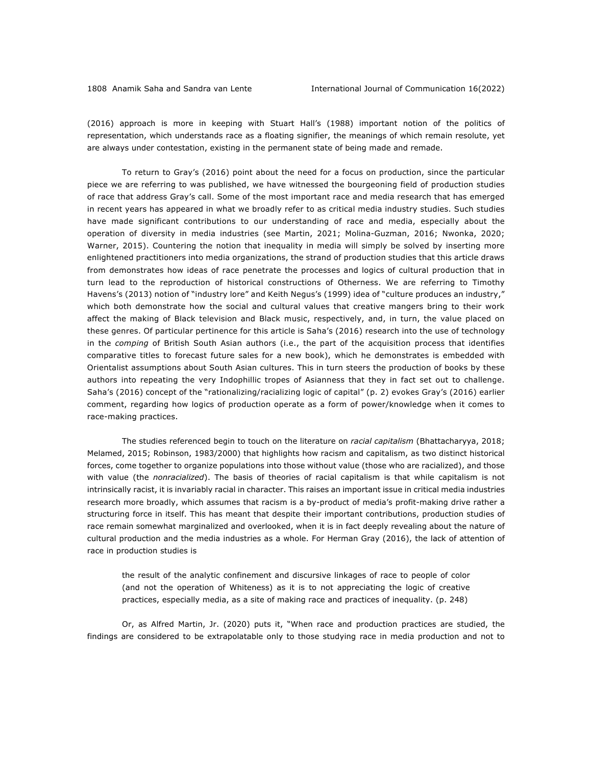(2016) approach is more in keeping with Stuart Hall's (1988) important notion of the politics of representation, which understands race as a floating signifier, the meanings of which remain resolute, yet are always under contestation, existing in the permanent state of being made and remade.

To return to Gray's (2016) point about the need for a focus on production, since the particular piece we are referring to was published, we have witnessed the bourgeoning field of production studies of race that address Gray's call. Some of the most important race and media research that has emerged in recent years has appeared in what we broadly refer to as critical media industry studies. Such studies have made significant contributions to our understanding of race and media, especially about the operation of diversity in media industries (see Martin, 2021; Molina-Guzman, 2016; Nwonka, 2020; Warner, 2015). Countering the notion that inequality in media will simply be solved by inserting more enlightened practitioners into media organizations, the strand of production studies that this article draws from demonstrates how ideas of race penetrate the processes and logics of cultural production that in turn lead to the reproduction of historical constructions of Otherness. We are referring to Timothy Havens's (2013) notion of "industry lore" and Keith Negus's (1999) idea of "culture produces an industry," which both demonstrate how the social and cultural values that creative mangers bring to their work affect the making of Black television and Black music, respectively, and, in turn, the value placed on these genres. Of particular pertinence for this article is Saha's (2016) research into the use of technology in the *comping* of British South Asian authors (i.e., the part of the acquisition process that identifies comparative titles to forecast future sales for a new book), which he demonstrates is embedded with Orientalist assumptions about South Asian cultures. This in turn steers the production of books by these authors into repeating the very Indophillic tropes of Asianness that they in fact set out to challenge. Saha's (2016) concept of the "rationalizing/racializing logic of capital" (p. 2) evokes Gray's (2016) earlier comment, regarding how logics of production operate as a form of power/knowledge when it comes to race-making practices.

The studies referenced begin to touch on the literature on *racial capitalism* (Bhattacharyya, 2018; Melamed, 2015; Robinson, 1983/2000) that highlights how racism and capitalism, as two distinct historical forces, come together to organize populations into those without value (those who are racialized), and those with value (the *nonracialized*). The basis of theories of racial capitalism is that while capitalism is not intrinsically racist, it is invariably racial in character. This raises an important issue in critical media industries research more broadly, which assumes that racism is a by-product of media's profit-making drive rather a structuring force in itself. This has meant that despite their important contributions, production studies of race remain somewhat marginalized and overlooked, when it is in fact deeply revealing about the nature of cultural production and the media industries as a whole. For Herman Gray (2016), the lack of attention of race in production studies is

> the result of the analytic confinement and discursive linkages of race to people of color (and not the operation of Whiteness) as it is to not appreciating the logic of creative practices, especially media, as a site of making race and practices of inequality. (p. 248)

Or, as Alfred Martin, Jr. (2020) puts it, "When race and production practices are studied, the findings are considered to be extrapolatable only to those studying race in media production and not to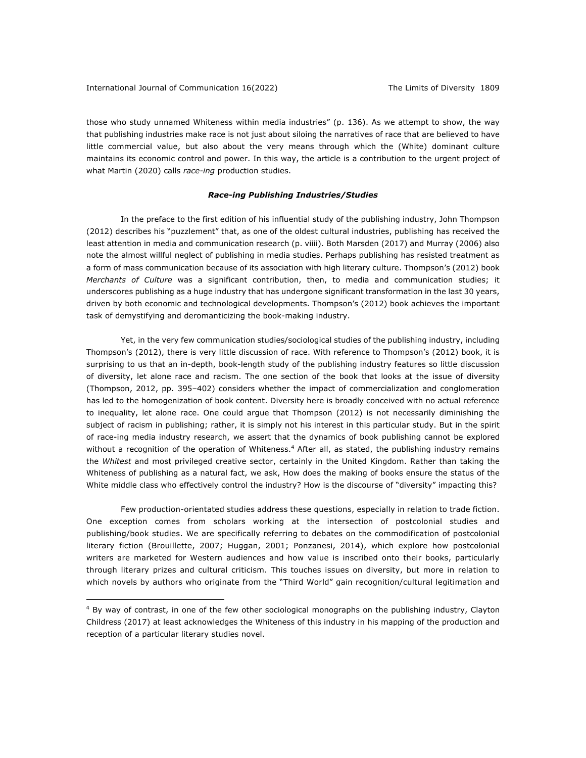those who study unnamed Whiteness within media industries" (p. 136). As we attempt to show, the way that publishing industries make race is not just about siloing the narratives of race that are believed to have little commercial value, but also about the very means through which the (White) dominant culture maintains its economic control and power. In this way, the article is a contribution to the urgent project of what Martin (2020) calls *race-ing* production studies.

### *Race-ing Publishing Industries/Studies*

In the preface to the first edition of his influential study of the publishing industry, John Thompson (2012) describes his "puzzlement" that, as one of the oldest cultural industries, publishing has received the least attention in media and communication research (p. viiii). Both Marsden (2017) and Murray (2006) also note the almost willful neglect of publishing in media studies. Perhaps publishing has resisted treatment as a form of mass communication because of its association with high literary culture. Thompson's (2012) book *Merchants of Culture* was a significant contribution, then, to media and communication studies; it underscores publishing as a huge industry that has undergone significant transformation in the last 30 years, driven by both economic and technological developments. Thompson's (2012) book achieves the important task of demystifying and deromanticizing the book-making industry.

Yet, in the very few communication studies/sociological studies of the publishing industry, including Thompson's (2012), there is very little discussion of race. With reference to Thompson's (2012) book, it is surprising to us that an in-depth, book-length study of the publishing industry features so little discussion of diversity, let alone race and racism. The one section of the book that looks at the issue of diversity (Thompson, 2012, pp. 395–402) considers whether the impact of commercialization and conglomeration has led to the homogenization of book content. Diversity here is broadly conceived with no actual reference to inequality, let alone race. One could argue that Thompson (2012) is not necessarily diminishing the subject of racism in publishing; rather, it is simply not his interest in this particular study. But in the spirit of race-ing media industry research, we assert that the dynamics of book publishing cannot be explored without a recognition of the operation of Whiteness.[4] After all, as stated, the publishing industry remains the *Whitest* and most privileged creative sector, certainly in the United Kingdom. Rather than taking the Whiteness of publishing as a natural fact, we ask, How does the making of books ensure the status of the White middle class who effectively control the industry? How is the discourse of "diversity" impacting this?

Few production-orientated studies address these questions, especially in relation to trade fiction. One exception comes from scholars working at the intersection of postcolonial studies and publishing/book studies. We are specifically referring to debates on the commodification of postcolonial literary fiction (Brouillette, 2007; Huggan, 2001; Ponzanesi, 2014), which explore how postcolonial writers are marketed for Western audiences and how value is inscribed onto their books, particularly through literary prizes and cultural criticism. This touches issues on diversity, but more in relation to which novels by authors who originate from the "Third World" gain recognition/cultural legitimation and

[4] By way of contrast, in one of the few other sociological monographs on the publishing industry, Clayton Childress (2017) at least acknowledges the Whiteness of this industry in his mapping of the production and reception of a particular literary studies novel.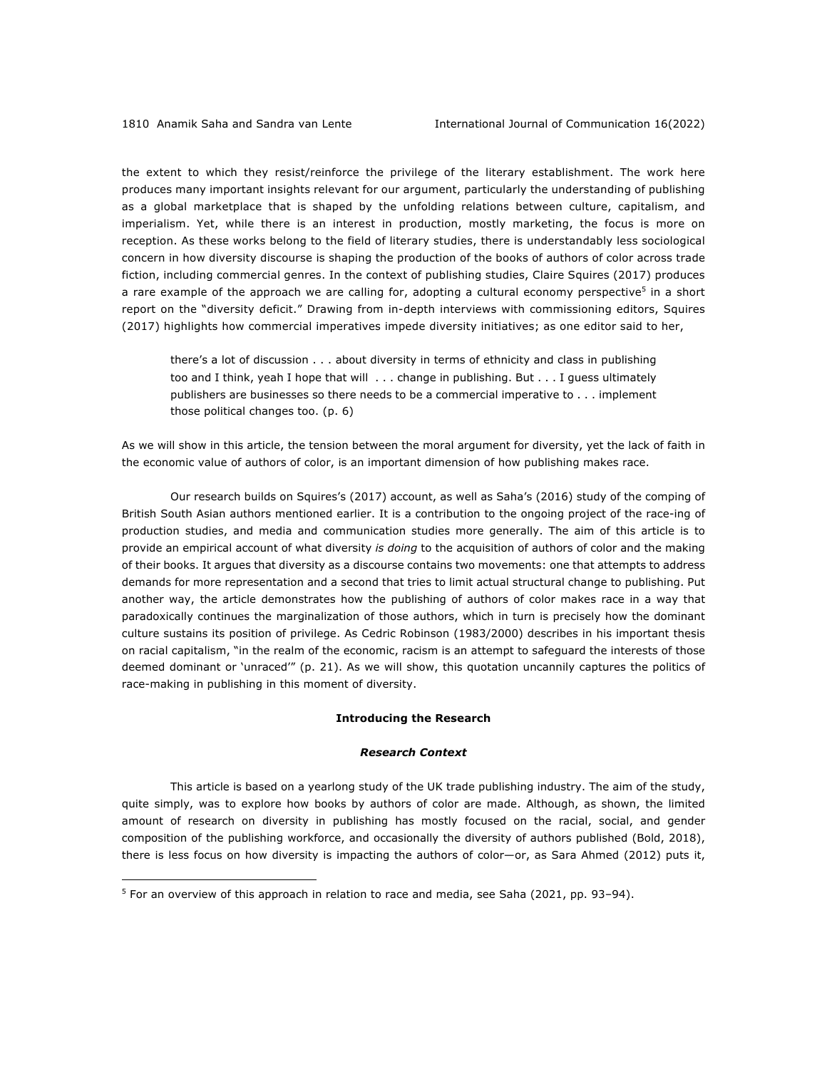the extent to which they resist/reinforce the privilege of the literary establishment. The work here produces many important insights relevant for our argument, particularly the understanding of publishing as a global marketplace that is shaped by the unfolding relations between culture, capitalism, and imperialism. Yet, while there is an interest in production, mostly marketing, the focus is more on reception. As these works belong to the field of literary studies, there is understandably less sociological concern in how diversity discourse is shaping the production of the books of authors of color across trade fiction, including commercial genres. In the context of publishing studies, Claire Squires (2017) produces a rare example of the approach we are calling for, adopting a cultural economy perspective[5] in a short report on the "diversity deficit." Drawing from in-depth interviews with commissioning editors, Squires (2017) highlights how commercial imperatives impede diversity initiatives; as one editor said to her,

> there's a lot of discussion . . . about diversity in terms of ethnicity and class in publishing too and I think, yeah I hope that will . . . change in publishing. But . . . I guess ultimately publishers are businesses so there needs to be a commercial imperative to . . . implement those political changes too. (p. 6)

As we will show in this article, the tension between the moral argument for diversity, yet the lack of faith in the economic value of authors of color, is an important dimension of how publishing makes race.

Our research builds on Squires's (2017) account, as well as Saha's (2016) study of the comping of British South Asian authors mentioned earlier. It is a contribution to the ongoing project of the race-ing of production studies, and media and communication studies more generally. The aim of this article is to provide an empirical account of what diversity *is doing* to the acquisition of authors of color and the making of their books. It argues that diversity as a discourse contains two movements: one that attempts to address demands for more representation and a second that tries to limit actual structural change to publishing. Put another way, the article demonstrates how the publishing of authors of color makes race in a way that paradoxically continues the marginalization of those authors, which in turn is precisely how the dominant culture sustains its position of privilege. As Cedric Robinson (1983/2000) describes in his important thesis on racial capitalism, "in the realm of the economic, racism is an attempt to safeguard the interests of those deemed dominant or 'unraced'" (p. 21). As we will show, this quotation uncannily captures the politics of race-making in publishing in this moment of diversity.

## Introducing the Research

### *Research Context*

This article is based on a yearlong study of the UK trade publishing industry. The aim of the study, quite simply, was to explore how books by authors of color are made. Although, as shown, the limited amount of research on diversity in publishing has mostly focused on the racial, social, and gender composition of the publishing workforce, and occasionally the diversity of authors published (Bold, 2018), there is less focus on how diversity is impacting the authors of color—or, as Sara Ahmed (2012) puts it,

[5] For an overview of this approach in relation to race and media, see Saha (2021, pp. 93–94).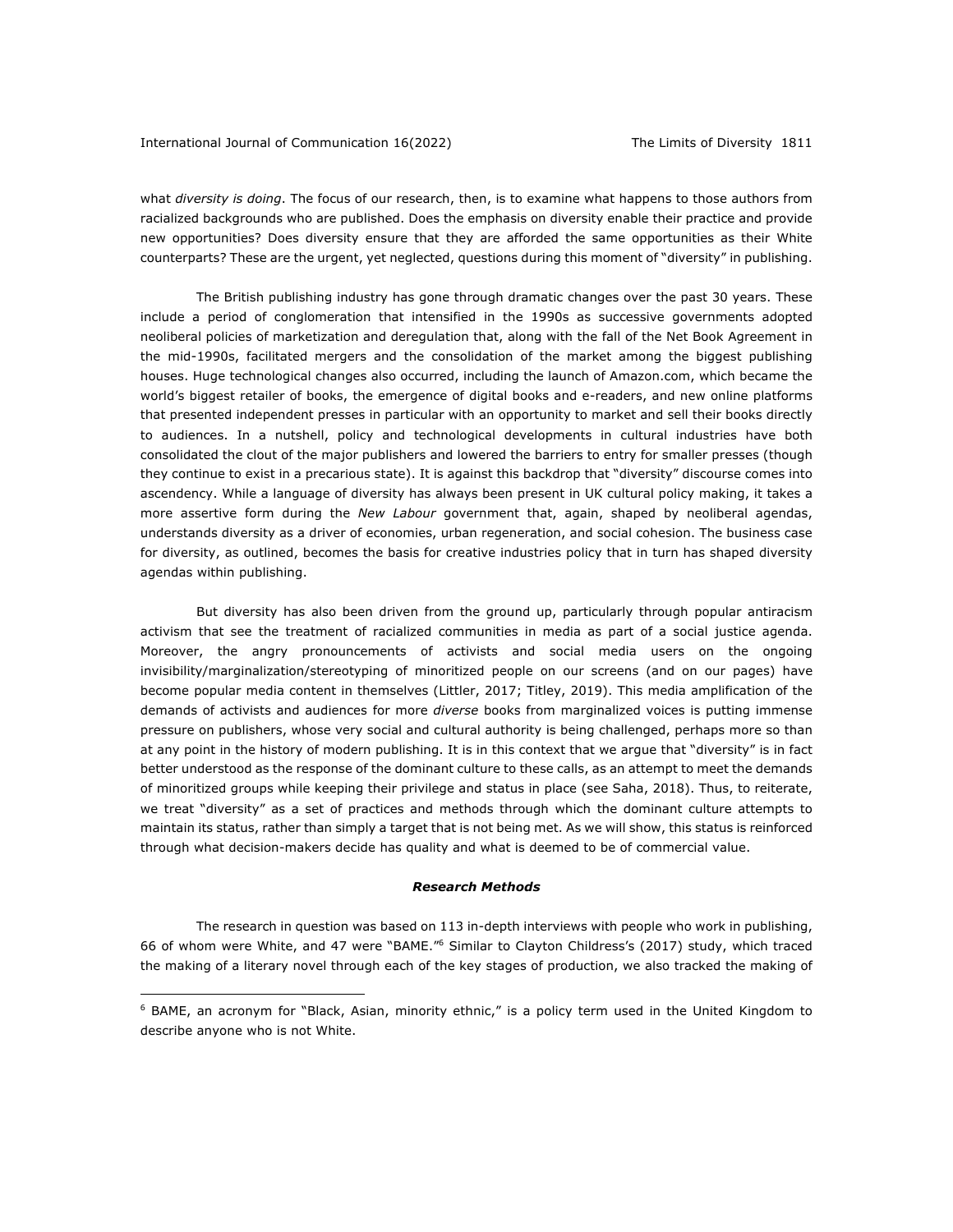what *diversity is doing*. The focus of our research, then, is to examine what happens to those authors from racialized backgrounds who are published. Does the emphasis on diversity enable their practice and provide new opportunities? Does diversity ensure that they are afforded the same opportunities as their White counterparts? These are the urgent, yet neglected, questions during this moment of "diversity" in publishing.

The British publishing industry has gone through dramatic changes over the past 30 years. These include a period of conglomeration that intensified in the 1990s as successive governments adopted neoliberal policies of marketization and deregulation that, along with the fall of the Net Book Agreement in the mid-1990s, facilitated mergers and the consolidation of the market among the biggest publishing houses. Huge technological changes also occurred, including the launch of Amazon.com, which became the world's biggest retailer of books, the emergence of digital books and e-readers, and new online platforms that presented independent presses in particular with an opportunity to market and sell their books directly to audiences. In a nutshell, policy and technological developments in cultural industries have both consolidated the clout of the major publishers and lowered the barriers to entry for smaller presses (though they continue to exist in a precarious state). It is against this backdrop that "diversity" discourse comes into ascendency. While a language of diversity has always been present in UK cultural policy making, it takes a more assertive form during the *New Labour* government that, again, shaped by neoliberal agendas, understands diversity as a driver of economies, urban regeneration, and social cohesion. The business case for diversity, as outlined, becomes the basis for creative industries policy that in turn has shaped diversity agendas within publishing.

But diversity has also been driven from the ground up, particularly through popular antiracism activism that see the treatment of racialized communities in media as part of a social justice agenda. Moreover, the angry pronouncements of activists and social media users on the ongoing invisibility/marginalization/stereotyping of minoritized people on our screens (and on our pages) have become popular media content in themselves (Littler, 2017; Titley, 2019). This media amplification of the demands of activists and audiences for more *diverse* books from marginalized voices is putting immense pressure on publishers, whose very social and cultural authority is being challenged, perhaps more so than at any point in the history of modern publishing. It is in this context that we argue that "diversity" is in fact better understood as the response of the dominant culture to these calls, as an attempt to meet the demands of minoritized groups while keeping their privilege and status in place (see Saha, 2018). Thus, to reiterate, we treat "diversity" as a set of practices and methods through which the dominant culture attempts to maintain its status, rather than simply a target that is not being met. As we will show, this status is reinforced through what decision-makers decide has quality and what is deemed to be of commercial value.

### *Research Methods*

The research in question was based on 113 in-depth interviews with people who work in publishing, 66 of whom were White, and 47 were "BAME."[6] Similar to Clayton Childress's (2017) study, which traced the making of a literary novel through each of the key stages of production, we also tracked the making of

[6] BAME, an acronym for "Black, Asian, minority ethnic," is a policy term used in the United Kingdom to describe anyone who is not White.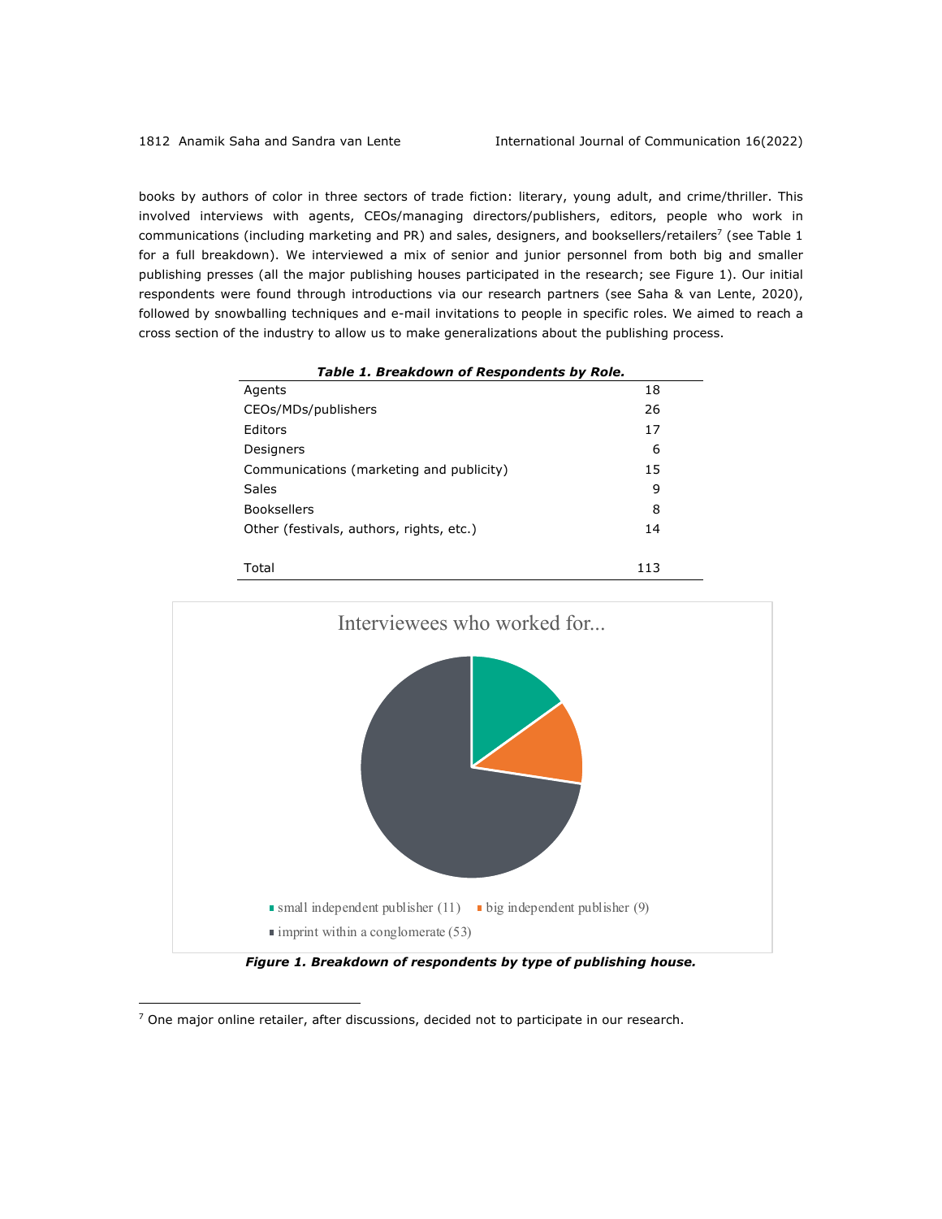books by authors of color in three sectors of trade fiction: literary, young adult, and crime/thriller. This involved interviews with agents, CEOs/managing directors/publishers, editors, people who work in communications (including marketing and PR) and sales, designers, and booksellers/retailers[7] (see Table 1 for a full breakdown). We interviewed a mix of senior and junior personnel from both big and smaller publishing presses (all the major publishing houses participated in the research; see Figure 1). Our initial respondents were found through introductions via our research partners (see Saha & van Lente, 2020), followed by snowballing techniques and e-mail invitations to people in specific roles. We aimed to reach a cross section of the industry to allow us to make generalizations about the publishing process.

***Table 1. Breakdown of Respondents by Role.***

| | |
|---|---|
| Agents | 18 |
| CEOs/MDs/publishers | 26 |
| Editors | 17 |
| Designers | 6 |
| Communications (marketing and publicity) | 15 |
| Sales | 9 |
| Booksellers | 8 |
| Other (festivals, authors, rights, etc.) | 14 |
| Total | 113 |

Interviewees who worked for...

- small independent publisher (11)
- big independent publisher (9)
- imprint within a conglomerate (53)

***Figure 1. Breakdown of respondents by type of publishing house.***

[7] One major online retailer, after discussions, decided not to participate in our research.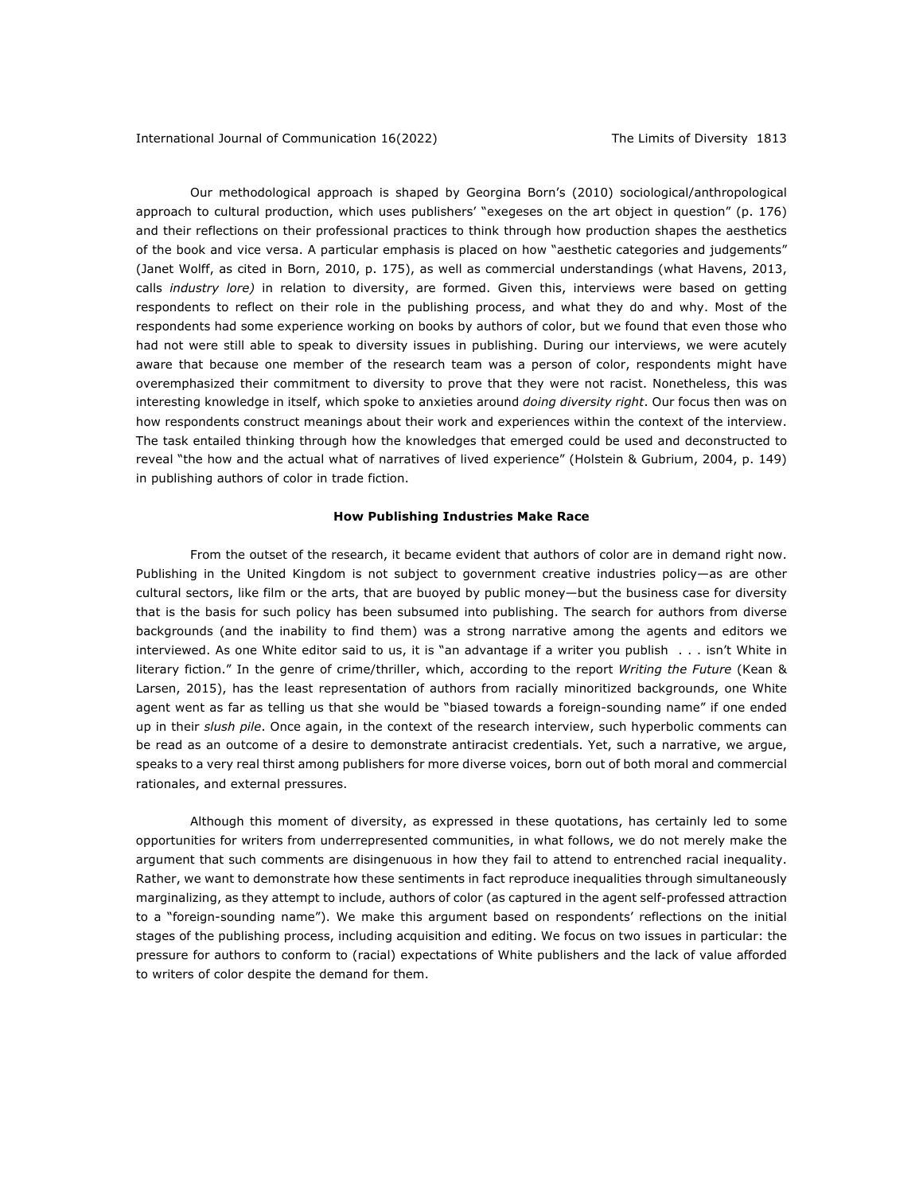Our methodological approach is shaped by Georgina Born's (2010) sociological/anthropological approach to cultural production, which uses publishers' "exegeses on the art object in question" (p. 176) and their reflections on their professional practices to think through how production shapes the aesthetics of the book and vice versa. A particular emphasis is placed on how "aesthetic categories and judgements" (Janet Wolff, as cited in Born, 2010, p. 175), as well as commercial understandings (what Havens, 2013, calls *industry lore)* in relation to diversity, are formed. Given this, interviews were based on getting respondents to reflect on their role in the publishing process, and what they do and why. Most of the respondents had some experience working on books by authors of color, but we found that even those who had not were still able to speak to diversity issues in publishing. During our interviews, we were acutely aware that because one member of the research team was a person of color, respondents might have overemphasized their commitment to diversity to prove that they were not racist. Nonetheless, this was interesting knowledge in itself, which spoke to anxieties around *doing diversity right*. Our focus then was on how respondents construct meanings about their work and experiences within the context of the interview. The task entailed thinking through how the knowledges that emerged could be used and deconstructed to reveal "the how and the actual what of narratives of lived experience" (Holstein & Gubrium, 2004, p. 149) in publishing authors of color in trade fiction.

## How Publishing Industries Make Race

From the outset of the research, it became evident that authors of color are in demand right now. Publishing in the United Kingdom is not subject to government creative industries policy—as are other cultural sectors, like film or the arts, that are buoyed by public money—but the business case for diversity that is the basis for such policy has been subsumed into publishing. The search for authors from diverse backgrounds (and the inability to find them) was a strong narrative among the agents and editors we interviewed. As one White editor said to us, it is "an advantage if a writer you publish . . . isn't White in literary fiction." In the genre of crime/thriller, which, according to the report *Writing the Future* (Kean & Larsen, 2015), has the least representation of authors from racially minoritized backgrounds, one White agent went as far as telling us that she would be "biased towards a foreign-sounding name" if one ended up in their *slush pile*. Once again, in the context of the research interview, such hyperbolic comments can be read as an outcome of a desire to demonstrate antiracist credentials. Yet, such a narrative, we argue, speaks to a very real thirst among publishers for more diverse voices, born out of both moral and commercial rationales, and external pressures.

Although this moment of diversity, as expressed in these quotations, has certainly led to some opportunities for writers from underrepresented communities, in what follows, we do not merely make the argument that such comments are disingenuous in how they fail to attend to entrenched racial inequality. Rather, we want to demonstrate how these sentiments in fact reproduce inequalities through simultaneously marginalizing, as they attempt to include, authors of color (as captured in the agent self-professed attraction to a "foreign-sounding name"). We make this argument based on respondents' reflections on the initial stages of the publishing process, including acquisition and editing. We focus on two issues in particular: the pressure for authors to conform to (racial) expectations of White publishers and the lack of value afforded to writers of color despite the demand for them.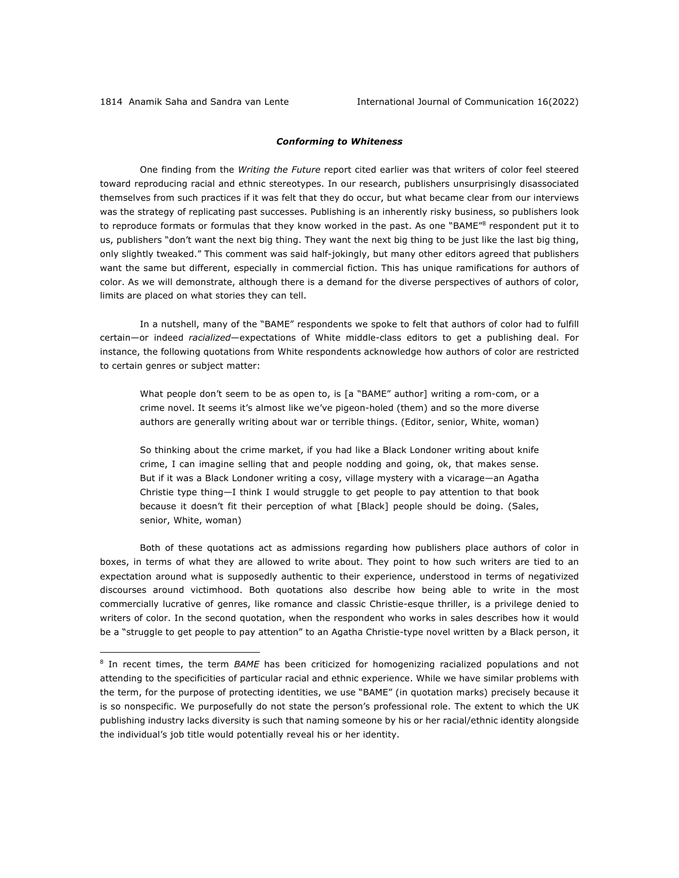### *Conforming to Whiteness*

One finding from the *Writing the Future* report cited earlier was that writers of color feel steered toward reproducing racial and ethnic stereotypes. In our research, publishers unsurprisingly disassociated themselves from such practices if it was felt that they do occur, but what became clear from our interviews was the strategy of replicating past successes. Publishing is an inherently risky business, so publishers look to reproduce formats or formulas that they know worked in the past. As one "BAME"[8] respondent put it to us, publishers "don't want the next big thing. They want the next big thing to be just like the last big thing, only slightly tweaked." This comment was said half-jokingly, but many other editors agreed that publishers want the same but different, especially in commercial fiction. This has unique ramifications for authors of color. As we will demonstrate, although there is a demand for the diverse perspectives of authors of color, limits are placed on what stories they can tell.

In a nutshell, many of the "BAME" respondents we spoke to felt that authors of color had to fulfill certain—or indeed *racialized*—expectations of White middle-class editors to get a publishing deal. For instance, the following quotations from White respondents acknowledge how authors of color are restricted to certain genres or subject matter:

> What people don't seem to be as open to, is [a "BAME" author] writing a rom-com, or a crime novel. It seems it's almost like we've pigeon-holed (them) and so the more diverse authors are generally writing about war or terrible things. (Editor, senior, White, woman)

> So thinking about the crime market, if you had like a Black Londoner writing about knife crime, I can imagine selling that and people nodding and going, ok, that makes sense. But if it was a Black Londoner writing a cosy, village mystery with a vicarage—an Agatha Christie type thing—I think I would struggle to get people to pay attention to that book because it doesn't fit their perception of what [Black] people should be doing. (Sales, senior, White, woman)

Both of these quotations act as admissions regarding how publishers place authors of color in boxes, in terms of what they are allowed to write about. They point to how such writers are tied to an expectation around what is supposedly authentic to their experience, understood in terms of negativized discourses around victimhood. Both quotations also describe how being able to write in the most commercially lucrative of genres, like romance and classic Christie-esque thriller, is a privilege denied to writers of color. In the second quotation, when the respondent who works in sales describes how it would be a "struggle to get people to pay attention" to an Agatha Christie-type novel written by a Black person, it

---

[8] In recent times, the term *BAME* has been criticized for homogenizing racialized populations and not attending to the specificities of particular racial and ethnic experience. While we have similar problems with the term, for the purpose of protecting identities, we use "BAME" (in quotation marks) precisely because it is so nonspecific. We purposefully do not state the person's professional role. The extent to which the UK publishing industry lacks diversity is such that naming someone by his or her racial/ethnic identity alongside the individual's job title would potentially reveal his or her identity.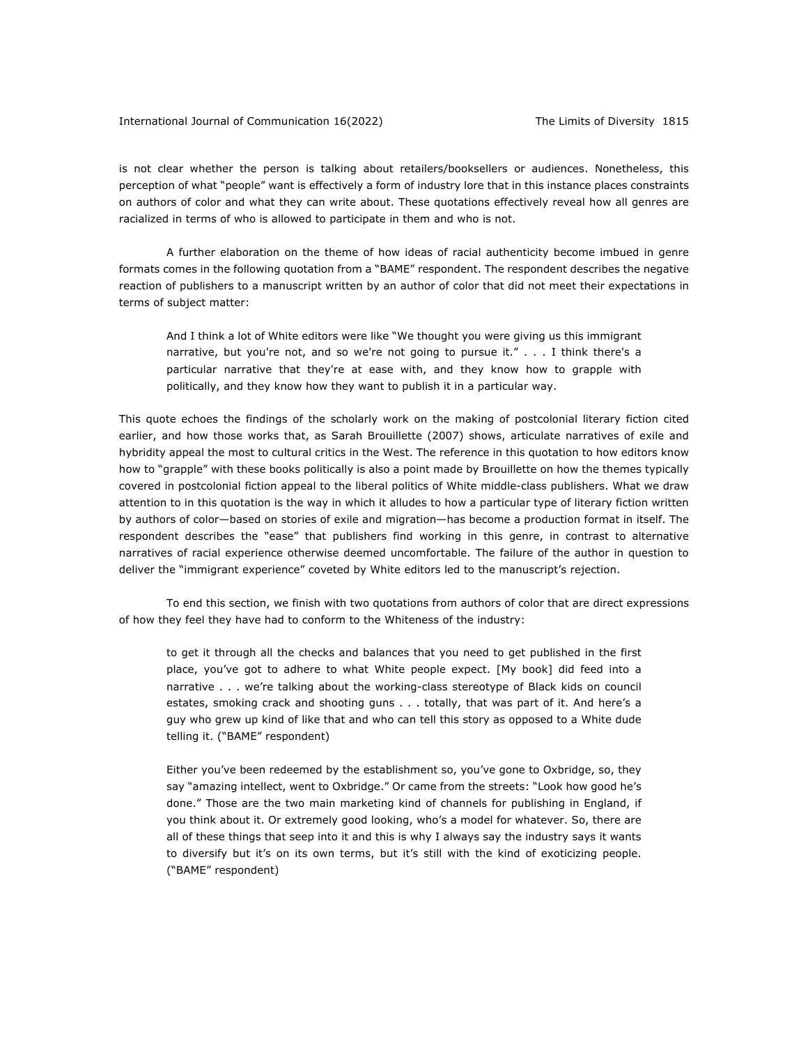is not clear whether the person is talking about retailers/booksellers or audiences. Nonetheless, this perception of what "people" want is effectively a form of industry lore that in this instance places constraints on authors of color and what they can write about. These quotations effectively reveal how all genres are racialized in terms of who is allowed to participate in them and who is not.

A further elaboration on the theme of how ideas of racial authenticity become imbued in genre formats comes in the following quotation from a "BAME" respondent. The respondent describes the negative reaction of publishers to a manuscript written by an author of color that did not meet their expectations in terms of subject matter:

> And I think a lot of White editors were like "We thought you were giving us this immigrant narrative, but you're not, and so we're not going to pursue it." . . . I think there's a particular narrative that they're at ease with, and they know how to grapple with politically, and they know how they want to publish it in a particular way.

This quote echoes the findings of the scholarly work on the making of postcolonial literary fiction cited earlier, and how those works that, as Sarah Brouillette (2007) shows, articulate narratives of exile and hybridity appeal the most to cultural critics in the West. The reference in this quotation to how editors know how to "grapple" with these books politically is also a point made by Brouillette on how the themes typically covered in postcolonial fiction appeal to the liberal politics of White middle-class publishers. What we draw attention to in this quotation is the way in which it alludes to how a particular type of literary fiction written by authors of color—based on stories of exile and migration—has become a production format in itself. The respondent describes the "ease" that publishers find working in this genre, in contrast to alternative narratives of racial experience otherwise deemed uncomfortable. The failure of the author in question to deliver the "immigrant experience" coveted by White editors led to the manuscript's rejection.

To end this section, we finish with two quotations from authors of color that are direct expressions of how they feel they have had to conform to the Whiteness of the industry:

> to get it through all the checks and balances that you need to get published in the first place, you've got to adhere to what White people expect. [My book] did feed into a narrative . . . we're talking about the working-class stereotype of Black kids on council estates, smoking crack and shooting guns . . . totally, that was part of it. And here's a guy who grew up kind of like that and who can tell this story as opposed to a White dude telling it. ("BAME" respondent)

> Either you've been redeemed by the establishment so, you've gone to Oxbridge, so, they say "amazing intellect, went to Oxbridge." Or came from the streets: "Look how good he's done." Those are the two main marketing kind of channels for publishing in England, if you think about it. Or extremely good looking, who's a model for whatever. So, there are all of these things that seep into it and this is why I always say the industry says it wants to diversify but it's on its own terms, but it's still with the kind of exoticizing people. ("BAME" respondent)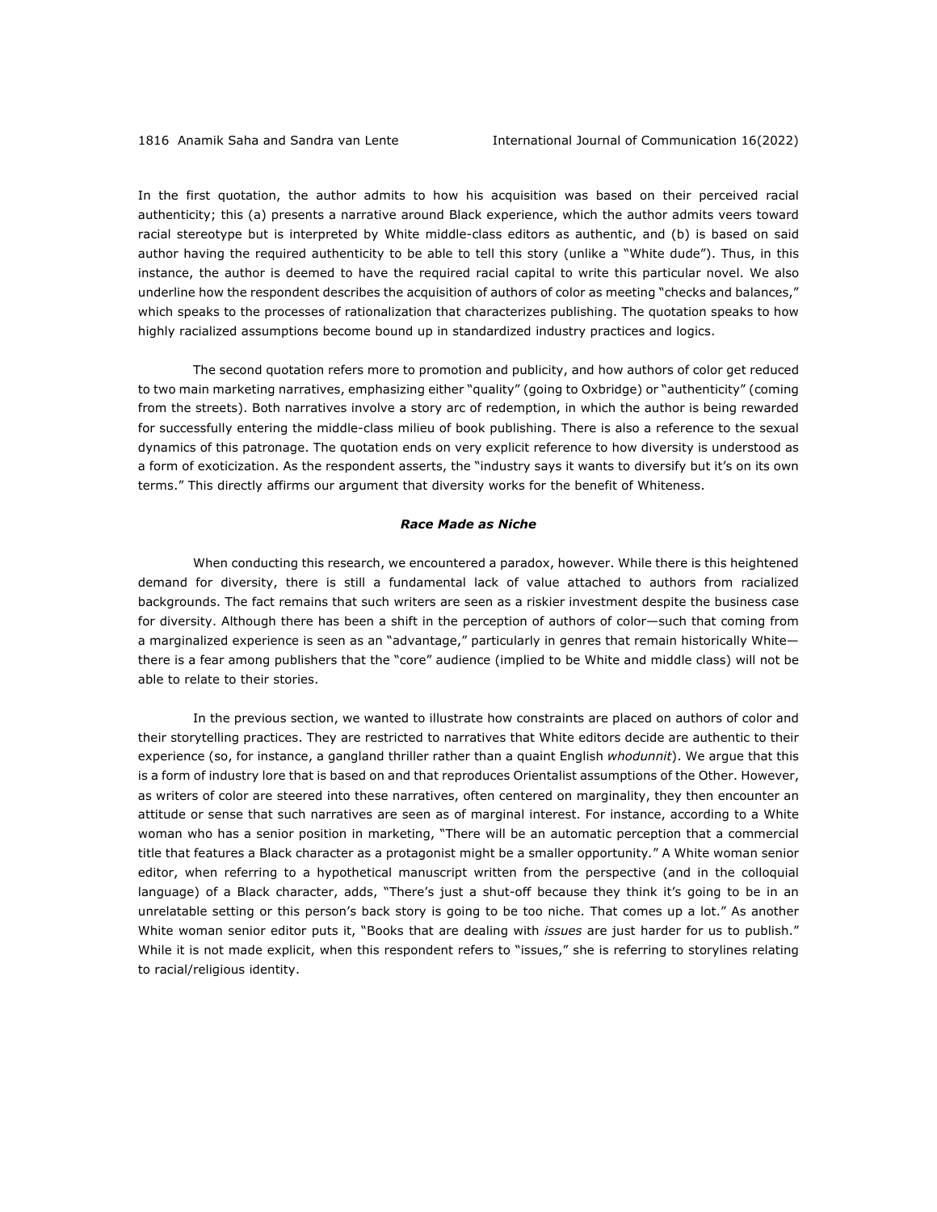In the first quotation, the author admits to how his acquisition was based on their perceived racial authenticity; this (a) presents a narrative around Black experience, which the author admits veers toward racial stereotype but is interpreted by White middle-class editors as authentic, and (b) is based on said author having the required authenticity to be able to tell this story (unlike a "White dude"). Thus, in this instance, the author is deemed to have the required racial capital to write this particular novel. We also underline how the respondent describes the acquisition of authors of color as meeting "checks and balances," which speaks to the processes of rationalization that characterizes publishing. The quotation speaks to how highly racialized assumptions become bound up in standardized industry practices and logics.

The second quotation refers more to promotion and publicity, and how authors of color get reduced to two main marketing narratives, emphasizing either "quality" (going to Oxbridge) or "authenticity" (coming from the streets). Both narratives involve a story arc of redemption, in which the author is being rewarded for successfully entering the middle-class milieu of book publishing. There is also a reference to the sexual dynamics of this patronage. The quotation ends on very explicit reference to how diversity is understood as a form of exoticization. As the respondent asserts, the "industry says it wants to diversify but it's on its own terms." This directly affirms our argument that diversity works for the benefit of Whiteness.

### ***Race Made as Niche***

When conducting this research, we encountered a paradox, however. While there is this heightened demand for diversity, there is still a fundamental lack of value attached to authors from racialized backgrounds. The fact remains that such writers are seen as a riskier investment despite the business case for diversity. Although there has been a shift in the perception of authors of color—such that coming from a marginalized experience is seen as an "advantage," particularly in genres that remain historically White—there is a fear among publishers that the "core" audience (implied to be White and middle class) will not be able to relate to their stories.

In the previous section, we wanted to illustrate how constraints are placed on authors of color and their storytelling practices. They are restricted to narratives that White editors decide are authentic to their experience (so, for instance, a gangland thriller rather than a quaint English *whodunnit*). We argue that this is a form of industry lore that is based on and that reproduces Orientalist assumptions of the Other. However, as writers of color are steered into these narratives, often centered on marginality, they then encounter an attitude or sense that such narratives are seen as of marginal interest. For instance, according to a White woman who has a senior position in marketing, "There will be an automatic perception that a commercial title that features a Black character as a protagonist might be a smaller opportunity." A White woman senior editor, when referring to a hypothetical manuscript written from the perspective (and in the colloquial language) of a Black character, adds, "There's just a shut-off because they think it's going to be in an unrelatable setting or this person's back story is going to be too niche. That comes up a lot." As another White woman senior editor puts it, "Books that are dealing with *issues* are just harder for us to publish." While it is not made explicit, when this respondent refers to "issues," she is referring to storylines relating to racial/religious identity.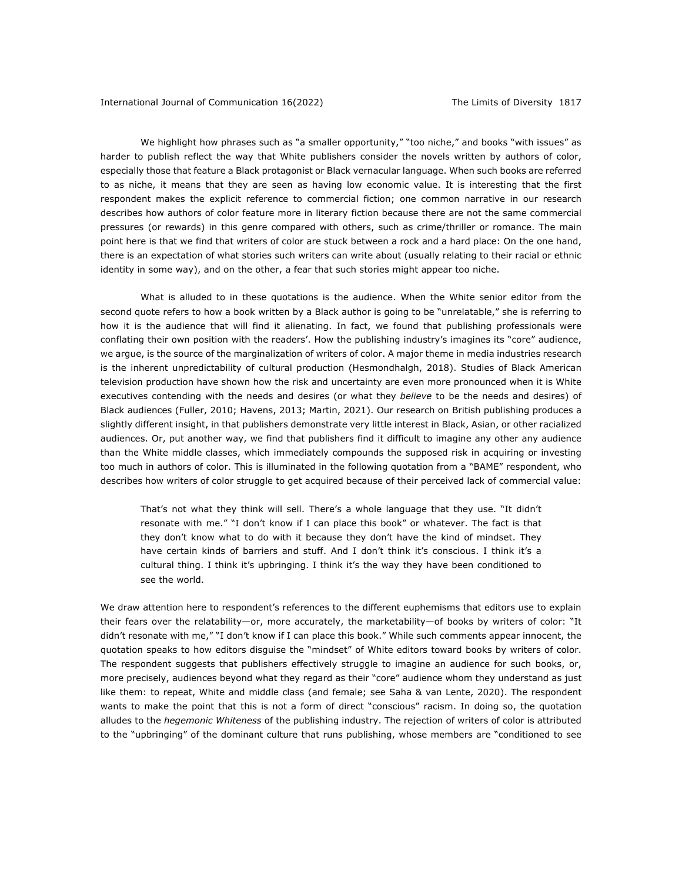We highlight how phrases such as "a smaller opportunity," "too niche," and books "with issues" as harder to publish reflect the way that White publishers consider the novels written by authors of color, especially those that feature a Black protagonist or Black vernacular language. When such books are referred to as niche, it means that they are seen as having low economic value. It is interesting that the first respondent makes the explicit reference to commercial fiction; one common narrative in our research describes how authors of color feature more in literary fiction because there are not the same commercial pressures (or rewards) in this genre compared with others, such as crime/thriller or romance. The main point here is that we find that writers of color are stuck between a rock and a hard place: On the one hand, there is an expectation of what stories such writers can write about (usually relating to their racial or ethnic identity in some way), and on the other, a fear that such stories might appear too niche.

What is alluded to in these quotations is the audience. When the White senior editor from the second quote refers to how a book written by a Black author is going to be "unrelatable," she is referring to how it is the audience that will find it alienating. In fact, we found that publishing professionals were conflating their own position with the readers'. How the publishing industry's imagines its "core" audience, we argue, is the source of the marginalization of writers of color. A major theme in media industries research is the inherent unpredictability of cultural production (Hesmondhalgh, 2018). Studies of Black American television production have shown how the risk and uncertainty are even more pronounced when it is White executives contending with the needs and desires (or what they *believe* to be the needs and desires) of Black audiences (Fuller, 2010; Havens, 2013; Martin, 2021). Our research on British publishing produces a slightly different insight, in that publishers demonstrate very little interest in Black, Asian, or other racialized audiences. Or, put another way, we find that publishers find it difficult to imagine any other any audience than the White middle classes, which immediately compounds the supposed risk in acquiring or investing too much in authors of color. This is illuminated in the following quotation from a "BAME" respondent, who describes how writers of color struggle to get acquired because of their perceived lack of commercial value:

> That's not what they think will sell. There's a whole language that they use. "It didn't resonate with me." "I don't know if I can place this book" or whatever. The fact is that they don't know what to do with it because they don't have the kind of mindset. They have certain kinds of barriers and stuff. And I don't think it's conscious. I think it's a cultural thing. I think it's upbringing. I think it's the way they have been conditioned to see the world.

We draw attention here to respondent's references to the different euphemisms that editors use to explain their fears over the relatability—or, more accurately, the marketability—of books by writers of color: "It didn't resonate with me," "I don't know if I can place this book." While such comments appear innocent, the quotation speaks to how editors disguise the "mindset" of White editors toward books by writers of color. The respondent suggests that publishers effectively struggle to imagine an audience for such books, or, more precisely, audiences beyond what they regard as their "core" audience whom they understand as just like them: to repeat, White and middle class (and female; see Saha & van Lente, 2020). The respondent wants to make the point that this is not a form of direct "conscious" racism. In doing so, the quotation alludes to the *hegemonic Whiteness* of the publishing industry. The rejection of writers of color is attributed to the "upbringing" of the dominant culture that runs publishing, whose members are "conditioned to see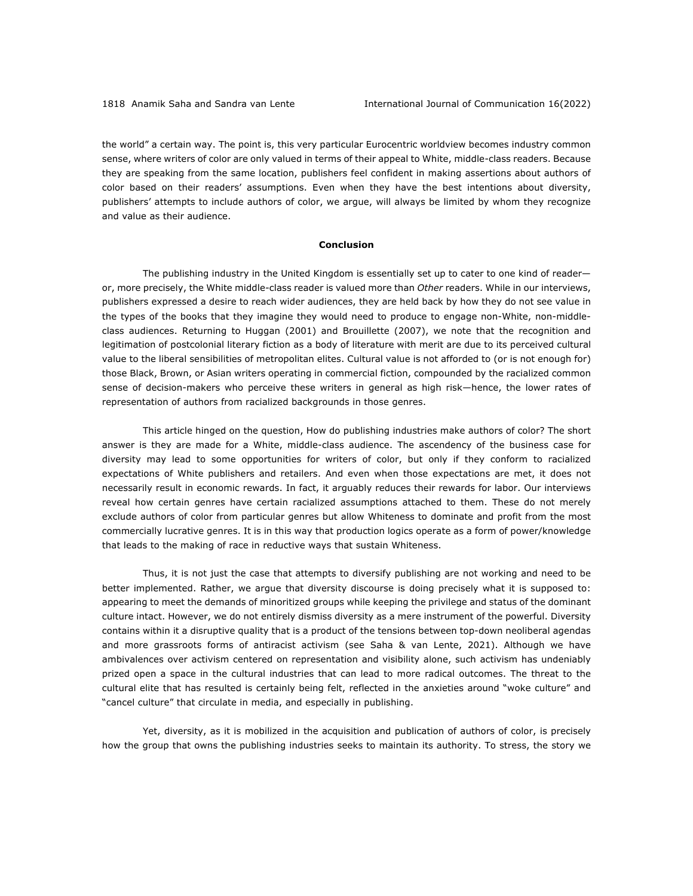the world" a certain way. The point is, this very particular Eurocentric worldview becomes industry common sense, where writers of color are only valued in terms of their appeal to White, middle-class readers. Because they are speaking from the same location, publishers feel confident in making assertions about authors of color based on their readers' assumptions. Even when they have the best intentions about diversity, publishers' attempts to include authors of color, we argue, will always be limited by whom they recognize and value as their audience.

## Conclusion

The publishing industry in the United Kingdom is essentially set up to cater to one kind of reader—or, more precisely, the White middle-class reader is valued more than *Other* readers. While in our interviews, publishers expressed a desire to reach wider audiences, they are held back by how they do not see value in the types of the books that they imagine they would need to produce to engage non-White, non-middle-class audiences. Returning to Huggan (2001) and Brouillette (2007), we note that the recognition and legitimation of postcolonial literary fiction as a body of literature with merit are due to its perceived cultural value to the liberal sensibilities of metropolitan elites. Cultural value is not afforded to (or is not enough for) those Black, Brown, or Asian writers operating in commercial fiction, compounded by the racialized common sense of decision-makers who perceive these writers in general as high risk—hence, the lower rates of representation of authors from racialized backgrounds in those genres.

This article hinged on the question, How do publishing industries make authors of color? The short answer is they are made for a White, middle-class audience. The ascendency of the business case for diversity may lead to some opportunities for writers of color, but only if they conform to racialized expectations of White publishers and retailers. And even when those expectations are met, it does not necessarily result in economic rewards. In fact, it arguably reduces their rewards for labor. Our interviews reveal how certain genres have certain racialized assumptions attached to them. These do not merely exclude authors of color from particular genres but allow Whiteness to dominate and profit from the most commercially lucrative genres. It is in this way that production logics operate as a form of power/knowledge that leads to the making of race in reductive ways that sustain Whiteness.

Thus, it is not just the case that attempts to diversify publishing are not working and need to be better implemented. Rather, we argue that diversity discourse is doing precisely what it is supposed to: appearing to meet the demands of minoritized groups while keeping the privilege and status of the dominant culture intact. However, we do not entirely dismiss diversity as a mere instrument of the powerful. Diversity contains within it a disruptive quality that is a product of the tensions between top-down neoliberal agendas and more grassroots forms of antiracist activism (see Saha & van Lente, 2021). Although we have ambivalences over activism centered on representation and visibility alone, such activism has undeniably prized open a space in the cultural industries that can lead to more radical outcomes. The threat to the cultural elite that has resulted is certainly being felt, reflected in the anxieties around "woke culture" and "cancel culture" that circulate in media, and especially in publishing.

Yet, diversity, as it is mobilized in the acquisition and publication of authors of color, is precisely how the group that owns the publishing industries seeks to maintain its authority. To stress, the story we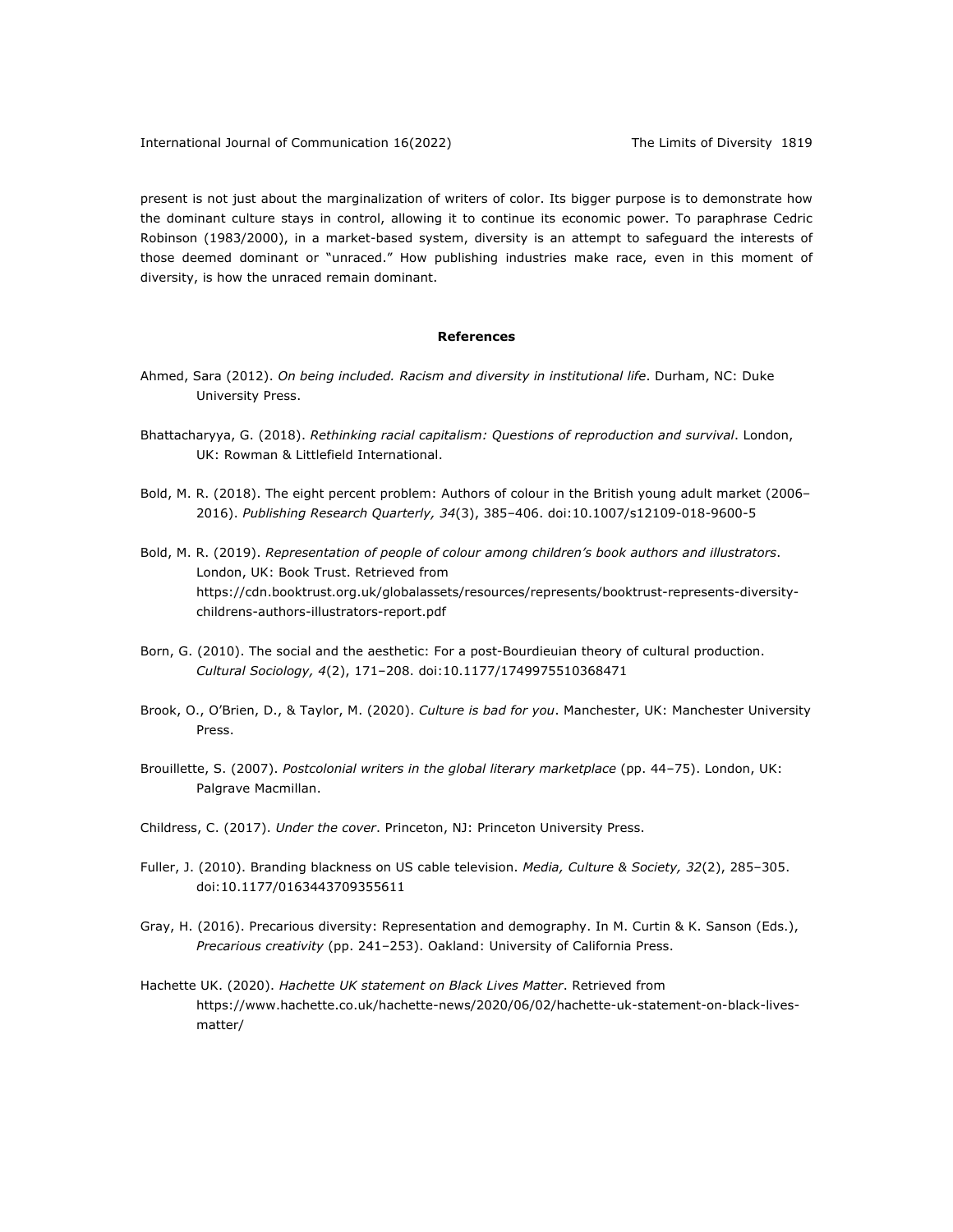present is not just about the marginalization of writers of color. Its bigger purpose is to demonstrate how the dominant culture stays in control, allowing it to continue its economic power. To paraphrase Cedric Robinson (1983/2000), in a market-based system, diversity is an attempt to safeguard the interests of those deemed dominant or "unraced." How publishing industries make race, even in this moment of diversity, is how the unraced remain dominant.

## References

Ahmed, Sara (2012). *On being included. Racism and diversity in institutional life*. Durham, NC: Duke University Press.

Bhattacharyya, G. (2018). *Rethinking racial capitalism: Questions of reproduction and survival*. London, UK: Rowman & Littlefield International.

Bold, M. R. (2018). The eight percent problem: Authors of colour in the British young adult market (2006–2016). *Publishing Research Quarterly, 34*(3), 385–406. doi:10.1007/s12109-018-9600-5

Bold, M. R. (2019). *Representation of people of colour among children's book authors and illustrators*. London, UK: Book Trust. Retrieved from https://cdn.booktrust.org.uk/globalassets/resources/represents/booktrust-represents-diversity-childrens-authors-illustrators-report.pdf

Born, G. (2010). The social and the aesthetic: For a post-Bourdieuian theory of cultural production. *Cultural Sociology, 4*(2), 171–208. doi:10.1177/1749975510368471

Brook, O., O'Brien, D., & Taylor, M. (2020). *Culture is bad for you*. Manchester, UK: Manchester University Press.

Brouillette, S. (2007). *Postcolonial writers in the global literary marketplace* (pp. 44–75). London, UK: Palgrave Macmillan.

Childress, C. (2017). *Under the cover*. Princeton, NJ: Princeton University Press.

Fuller, J. (2010). Branding blackness on US cable television. *Media, Culture & Society, 32*(2), 285–305. doi:10.1177/0163443709355611

Gray, H. (2016). Precarious diversity: Representation and demography. In M. Curtin & K. Sanson (Eds.), *Precarious creativity* (pp. 241–253). Oakland: University of California Press.

Hachette UK. (2020). *Hachette UK statement on Black Lives Matter*. Retrieved from https://www.hachette.co.uk/hachette-news/2020/06/02/hachette-uk-statement-on-black-lives-matter/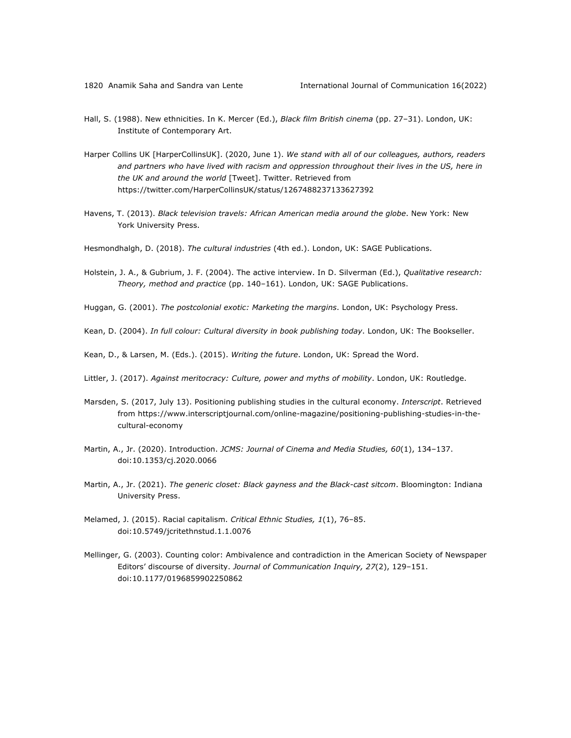Hall, S. (1988). New ethnicities. In K. Mercer (Ed.), *Black film British cinema* (pp. 27–31). London, UK: Institute of Contemporary Art.

Harper Collins UK [HarperCollinsUK]. (2020, June 1). *We stand with all of our colleagues, authors, readers and partners who have lived with racism and oppression throughout their lives in the US, here in the UK and around the world* [Tweet]. Twitter. Retrieved from https://twitter.com/HarperCollinsUK/status/1267488237133627392

Havens, T. (2013). *Black television travels: African American media around the globe*. New York: New York University Press.

Hesmondhalgh, D. (2018). *The cultural industries* (4th ed.). London, UK: SAGE Publications.

Holstein, J. A., & Gubrium, J. F. (2004). The active interview. In D. Silverman (Ed.), *Qualitative research: Theory, method and practice* (pp. 140–161). London, UK: SAGE Publications.

Huggan, G. (2001). *The postcolonial exotic: Marketing the margins*. London, UK: Psychology Press.

Kean, D. (2004). *In full colour: Cultural diversity in book publishing today*. London, UK: The Bookseller.

Kean, D., & Larsen, M. (Eds.). (2015). *Writing the future*. London, UK: Spread the Word.

Littler, J. (2017). *Against meritocracy: Culture, power and myths of mobility*. London, UK: Routledge.

Marsden, S. (2017, July 13). Positioning publishing studies in the cultural economy. *Interscript*. Retrieved from https://www.interscriptjournal.com/online-magazine/positioning-publishing-studies-in-the-cultural-economy

Martin, A., Jr. (2020). Introduction. *JCMS: Journal of Cinema and Media Studies, 60*(1), 134–137. doi:10.1353/cj.2020.0066

Martin, A., Jr. (2021). *The generic closet: Black gayness and the Black-cast sitcom*. Bloomington: Indiana University Press.

Melamed, J. (2015). Racial capitalism. *Critical Ethnic Studies, 1*(1), 76–85. doi:10.5749/jcritethnstud.1.1.0076

Mellinger, G. (2003). Counting color: Ambivalence and contradiction in the American Society of Newspaper Editors' discourse of diversity. *Journal of Communication Inquiry, 27*(2), 129–151. doi:10.1177/0196859902250862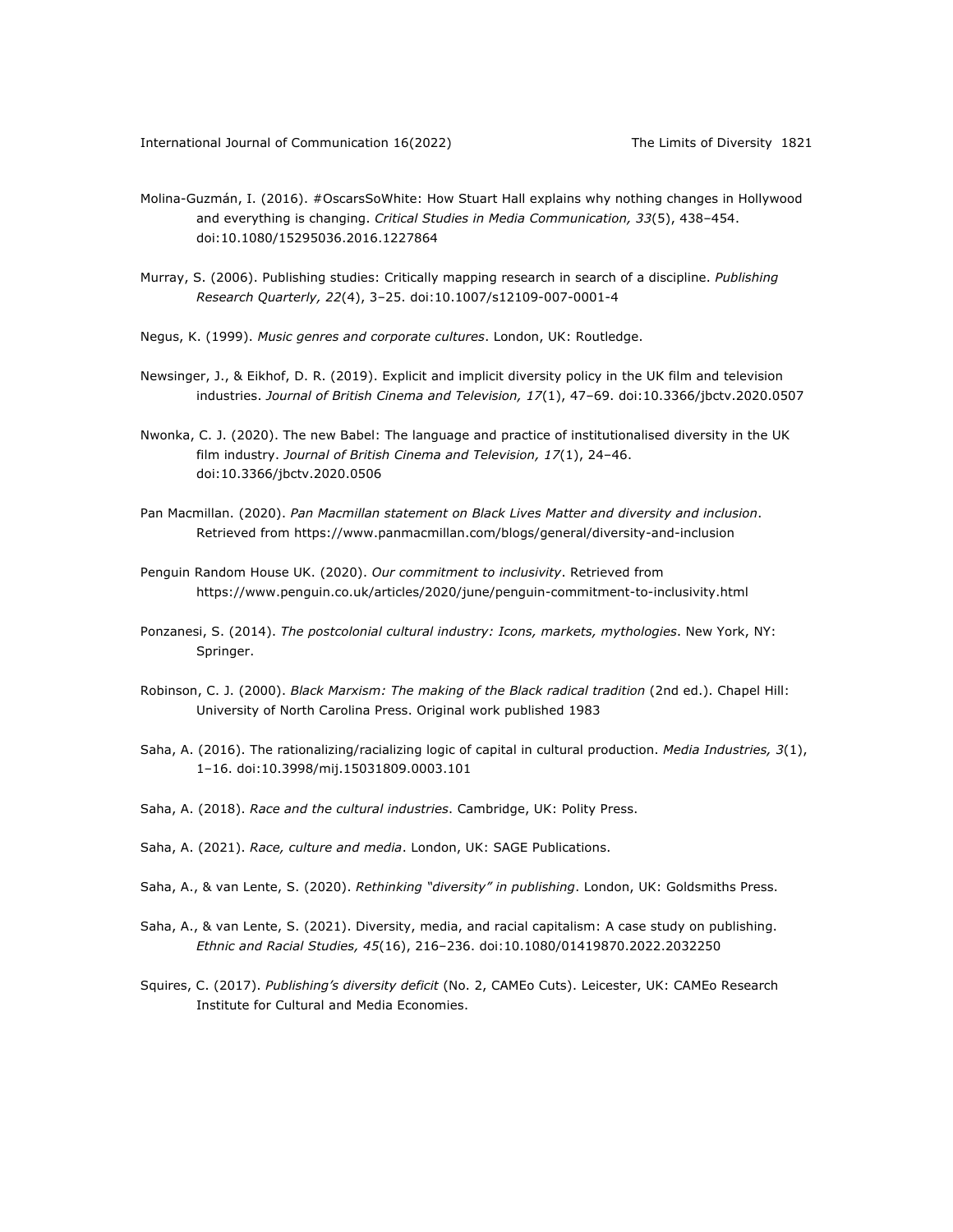Molina-Guzmán, I. (2016). #OscarsSoWhite: How Stuart Hall explains why nothing changes in Hollywood and everything is changing. *Critical Studies in Media Communication, 33*(5), 438–454. doi:10.1080/15295036.2016.1227864

Murray, S. (2006). Publishing studies: Critically mapping research in search of a discipline. *Publishing Research Quarterly, 22*(4), 3–25. doi:10.1007/s12109-007-0001-4

Negus, K. (1999). *Music genres and corporate cultures*. London, UK: Routledge.

Newsinger, J., & Eikhof, D. R. (2019). Explicit and implicit diversity policy in the UK film and television industries. *Journal of British Cinema and Television, 17*(1), 47–69. doi:10.3366/jbctv.2020.0507

Nwonka, C. J. (2020). The new Babel: The language and practice of institutionalised diversity in the UK film industry. *Journal of British Cinema and Television, 17*(1), 24–46. doi:10.3366/jbctv.2020.0506

Pan Macmillan. (2020). *Pan Macmillan statement on Black Lives Matter and diversity and inclusion*. Retrieved from https://www.panmacmillan.com/blogs/general/diversity-and-inclusion

Penguin Random House UK. (2020). *Our commitment to inclusivity*. Retrieved from https://www.penguin.co.uk/articles/2020/june/penguin-commitment-to-inclusivity.html

Ponzanesi, S. (2014). *The postcolonial cultural industry: Icons, markets, mythologies*. New York, NY: Springer.

Robinson, C. J. (2000). *Black Marxism: The making of the Black radical tradition* (2nd ed.). Chapel Hill: University of North Carolina Press. Original work published 1983

Saha, A. (2016). The rationalizing/racializing logic of capital in cultural production. *Media Industries, 3*(1), 1–16. doi:10.3998/mij.15031809.0003.101

Saha, A. (2018). *Race and the cultural industries*. Cambridge, UK: Polity Press.

Saha, A. (2021). *Race, culture and media*. London, UK: SAGE Publications.

Saha, A., & van Lente, S. (2020). *Rethinking "diversity" in publishing*. London, UK: Goldsmiths Press.

Saha, A., & van Lente, S. (2021). Diversity, media, and racial capitalism: A case study on publishing. *Ethnic and Racial Studies, 45*(16), 216–236. doi:10.1080/01419870.2022.2032250

Squires, C. (2017). *Publishing's diversity deficit* (No. 2, CAMEo Cuts). Leicester, UK: CAMEo Research Institute for Cultural and Media Economies.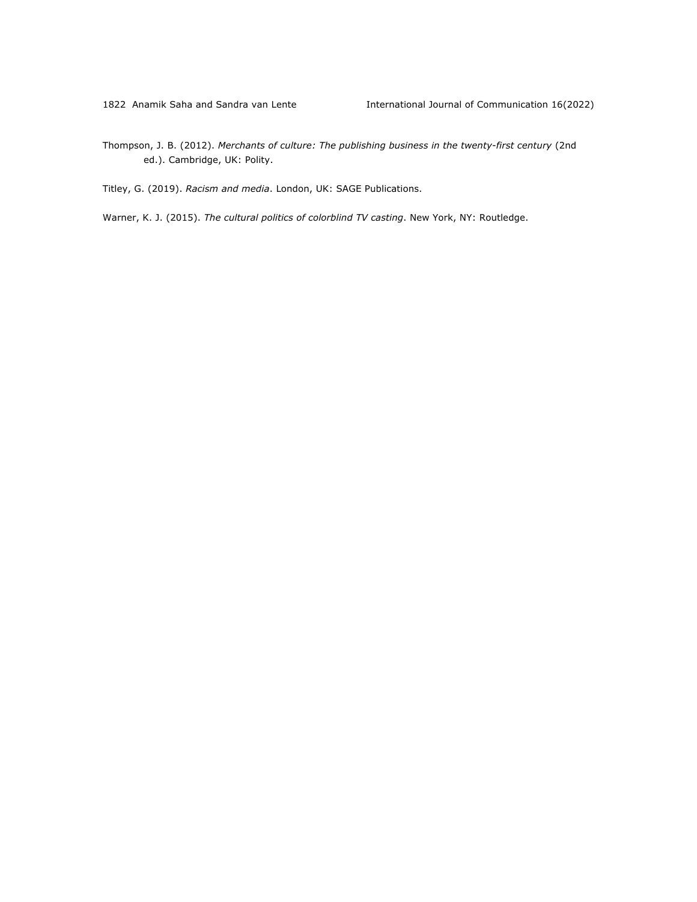Thompson, J. B. (2012). *Merchants of culture: The publishing business in the twenty-first century* (2nd ed.). Cambridge, UK: Polity.

Titley, G. (2019). *Racism and media*. London, UK: SAGE Publications.

Warner, K. J. (2015). *The cultural politics of colorblind TV casting*. New York, NY: Routledge.